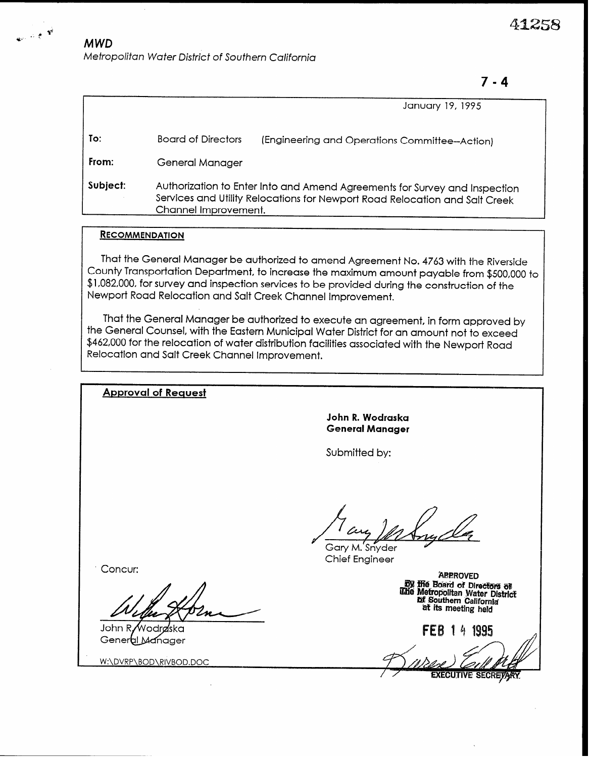41258

**MWD**

*Metropolitan Water District of Southern California*

7 - 4

January 19, 1995

**To:** Board of Directors (Engineering and Operations Committee--Action)

**From:** General Manager

**Subject:** Authorization to Enter Into and Amend Agreements for Survey and Inspection Services and Utility Relocations for Newport Road Relocation and Salt Creek Channel Improvement.

## RECOMMENDATION

That the General Manager be authorized to amend Agreement No. 4763 with the Riverside County Transportation Department, to increase the maximum amount payable from $500,000 to $1,082,000, for survey and inspection services to be provided during the construction of the Newport Road Relocation and Salt Creek Channel Improvement.

That the General Manager be authorized to execute an agreement, in form approved by the General Counsel, with the Eastern Municipal Water District for an amount not to exceed $462,000 for the relocation of water distribution facilities associated with the Newport Road Relocation and Salt Creek Channel Improvement.

## Approval of Request

**John R. Wodraska**
**General Manager**

Submitted by:

Gary M. Snyder
Chief Engineer

Concur:

John R. Wodraska
General Manager

APPROVED
By the Board of Directors of
The Metropolitan Water District
of Southern California
at its meeting held

FEB 14 1995

EXECUTIVE SECRETARY

W:\DVRP\BOD\RIVBOD.DOC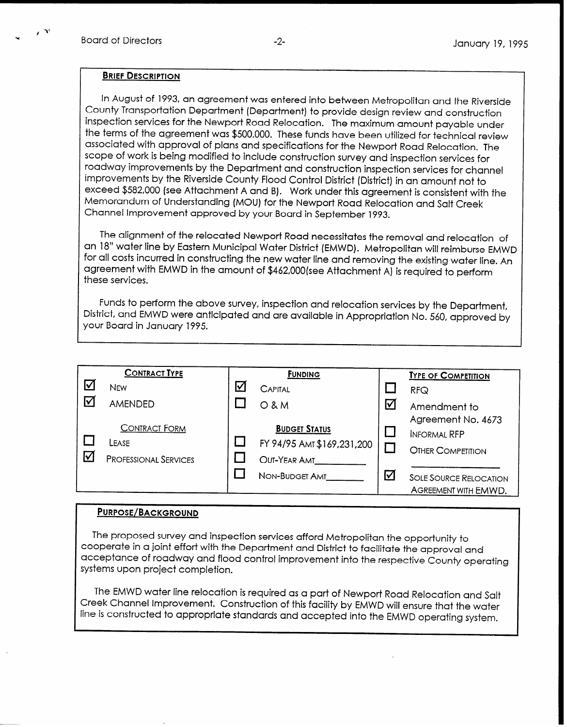## BRIEF DESCRIPTION

In August of 1993, an agreement was entered into between Metropolitan and the Riverside County Transportation Department (Department) to provide design review and construction inspection services for the Newport Road Relocation. The maximum amount payable under the terms of the agreement was $500,000. These funds have been utilized for technical review associated with approval of plans and specifications for the Newport Road Relocation. The scope of work is being modified to include construction survey and inspection services for roadway improvements by the Department and construction inspection services for channel improvements by the Riverside County Flood Control District (District) in an amount not to exceed $582,000 (see Attachment A and B). Work under this agreement is consistent with the Memorandum of Understanding (MOU) for the Newport Road Relocation and Salt Creek Channel Improvement approved by your Board in September 1993.

The alignment of the relocated Newport Road necessitates the removal and relocation of an 18" water line by Eastern Municipal Water District (EMWD). Metropolitan will reimburse EMWD for all costs incurred in constructing the new water line and removing the existing water line. An agreement with EMWD in the amount of $462,000(see Attachment A) is required to perform these services.

Funds to perform the above survey, inspection and relocation services by the Department, District, and EMWD were anticipated and are available in Appropriation No. 560, approved by your Board in January 1995.

| **CONTRACT TYPE** | **FUNDING** | **TYPE OF COMPETITION** |
|---|---|---|
| ☑ NEW | ☑ CAPITAL | ☐ RFQ |
| ☑ AMENDED | ☐ O & M | ☑ Amendment to Agreement No. 4673 |
| **CONTRACT FORM** | **BUDGET STATUS** | ☐ INFORMAL RFP |
| ☐ LEASE | ☐ FY 94/95 AMT $169,231,200 | ☐ OTHER COMPETITION ________ |
| ☑ PROFESSIONAL SERVICES | ☐ OUT-YEAR AMT________ | |
| | ☐ NON-BUDGET AMT________ | ☑ SOLE SOURCE RELOCATION AGREEMENT WITH EMWD. |

## PURPOSE/BACKGROUND

The proposed survey and inspection services afford Metropolitan the opportunity to cooperate in a joint effort with the Department and District to facilitate the approval and acceptance of roadway and flood control improvement into the respective County operating systems upon project completion.

The EMWD water line relocation is required as a part of Newport Road Relocation and Salt Creek Channel Improvement. Construction of this facility by EMWD will ensure that the water line is constructed to appropriate standards and accepted into the EMWD operating system.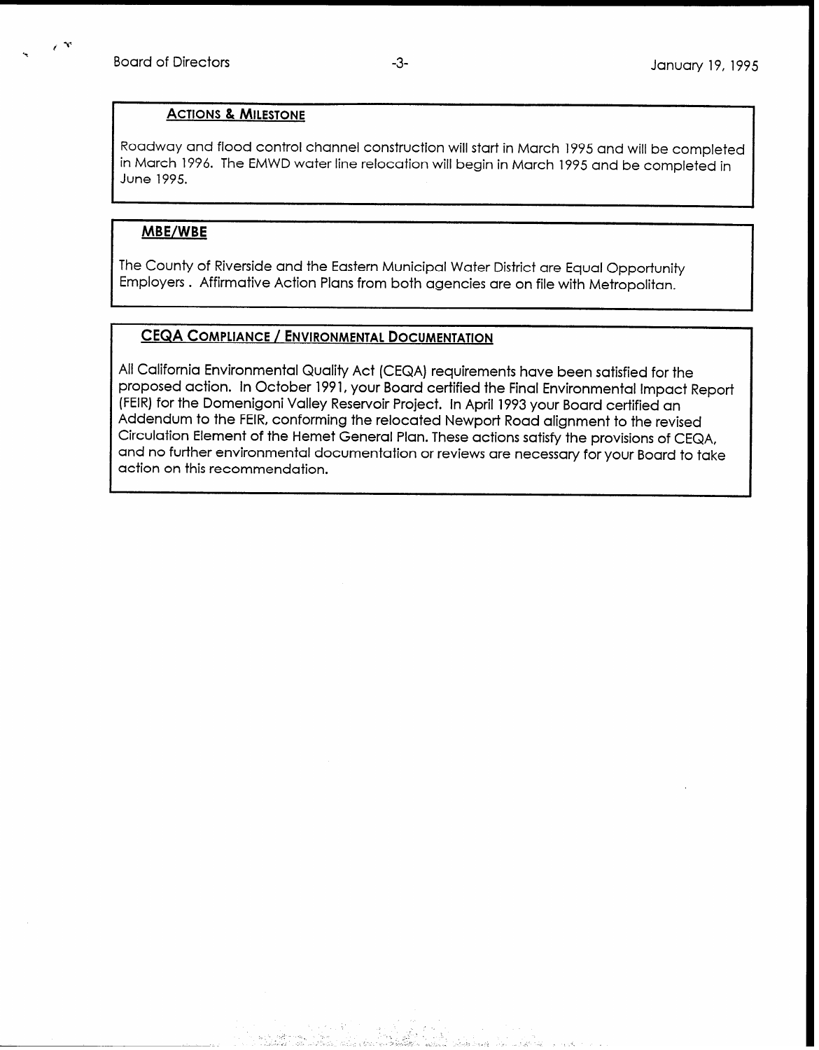## ACTIONS & MILESTONE

Roadway and flood control channel construction will start in March 1995 and will be completed in March 1996. The EMWD water line relocation will begin in March 1995 and be completed in June 1995.

## MBE/WBE

The County of Riverside and the Eastern Municipal Water District are Equal Opportunity Employers . Affirmative Action Plans from both agencies are on file with Metropolitan.

## CEQA COMPLIANCE / ENVIRONMENTAL DOCUMENTATION

All California Environmental Quality Act (CEQA) requirements have been satisfied for the proposed action. In October 1991, your Board certified the Final Environmental Impact Report (FEIR) for the Domenigoni Valley Reservoir Project. In April 1993 your Board certified an Addendum to the FEIR, conforming the relocated Newport Road alignment to the revised Circulation Element of the Hemet General Plan. These actions satisfy the provisions of CEQA, and no further environmental documentation or reviews are necessary for your Board to take action on this recommendation.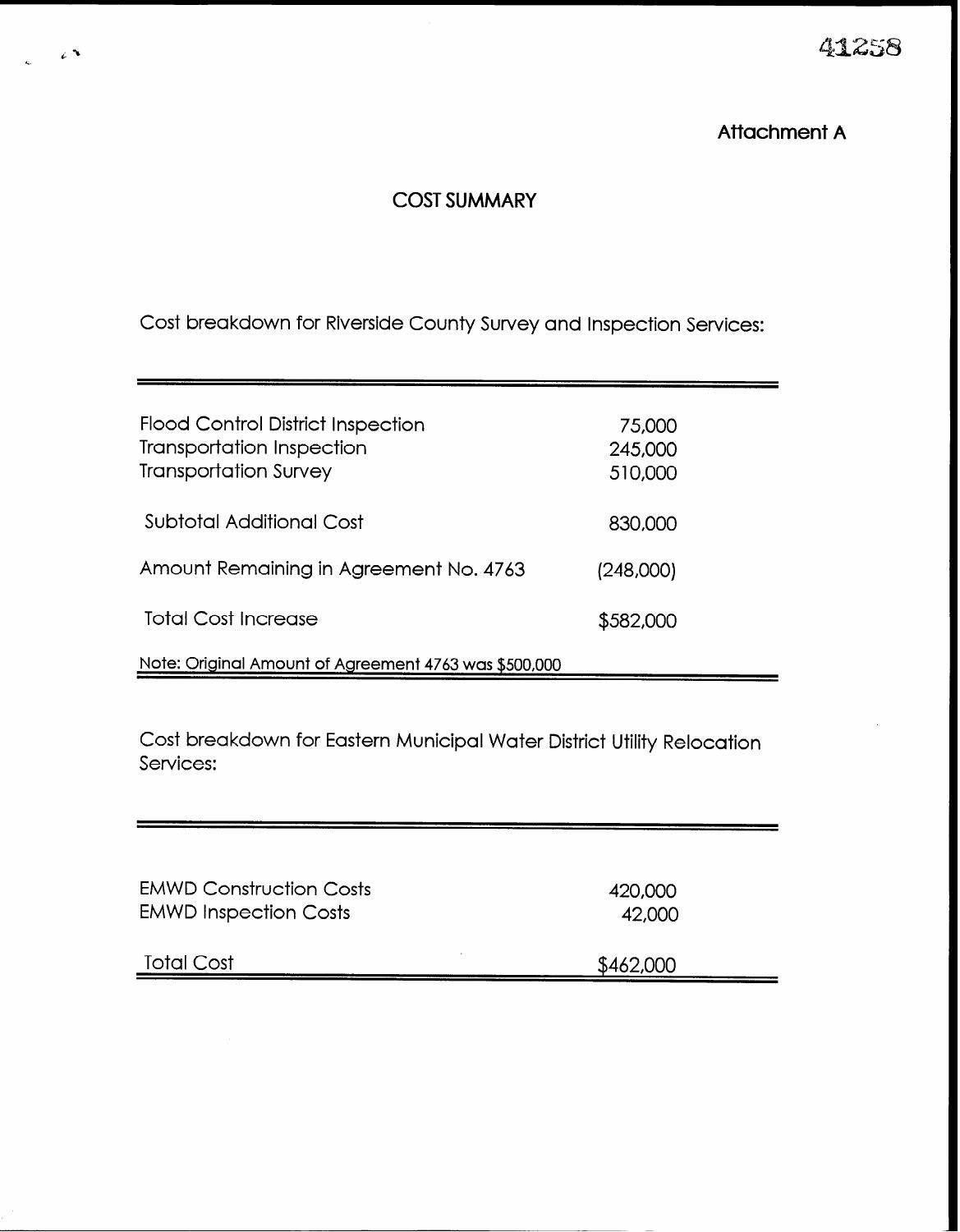41258

Attachment A

## COST SUMMARY

Cost breakdown for Riverside County Survey and Inspection Services:

| | |
|---|---|
| Flood Control District Inspection | 75,000 |
| Transportation Inspection | 245,000 |
| Transportation Survey | 510,000 |
| Subtotal Additional Cost | 830,000 |
| Amount Remaining in Agreement No. 4763 | (248,000) |
| Total Cost Increase | $582,000 |

Note: Original Amount of Agreement 4763 was $500,000

Cost breakdown for Eastern Municipal Water District Utility Relocation Services:

| | |
|---|---|
| EMWD Construction Costs | 420,000 |
| EMWD Inspection Costs | 42,000 |
| Total Cost | $462,000 |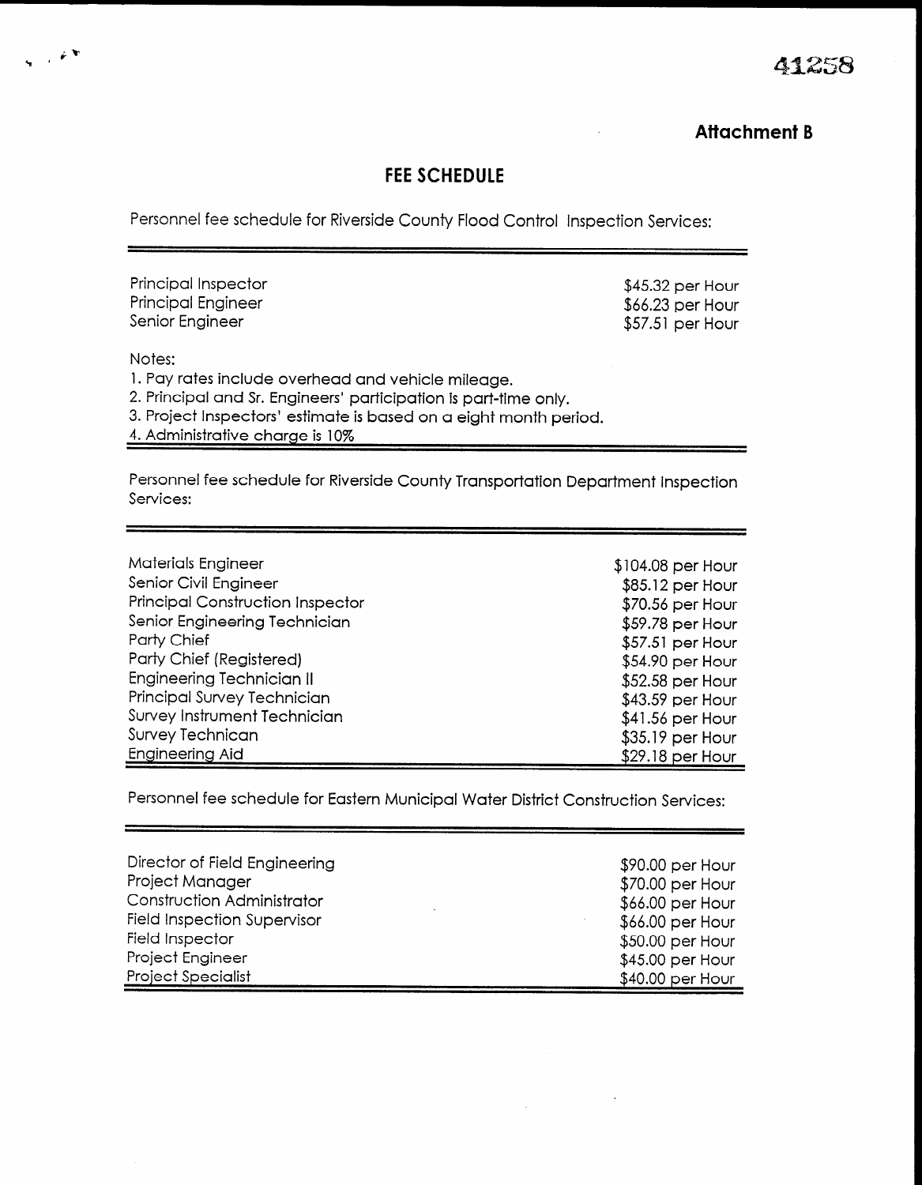41258

**Attachment B**

## FEE SCHEDULE

Personnel fee schedule for Riverside County Flood Control Inspection Services:

| | |
|---|---|
| Principal Inspector | $45.32 per Hour |
| Principal Engineer | $66.23 per Hour |
| Senior Engineer | $57.51 per Hour |

Notes:
1. Pay rates include overhead and vehicle mileage.
2. Principal and Sr. Engineers' participation is part-time only.
3. Project Inspectors' estimate is based on a eight month period.
4. Administrative charge is 10%

Personnel fee schedule for Riverside County Transportation Department Inspection Services:

| | |
|---|---|
| Materials Engineer | $104.08 per Hour |
| Senior Civil Engineer | $85.12 per Hour |
| Principal Construction Inspector | $70.56 per Hour |
| Senior Engineering Technician | $59.78 per Hour |
| Party Chief | $57.51 per Hour |
| Party Chief (Registered) | $54.90 per Hour |
| Engineering Technician II | $52.58 per Hour |
| Principal Survey Technician | $43.59 per Hour |
| Survey Instrument Technician | $41.56 per Hour |
| Survey Technican | $35.19 per Hour |
| Engineering Aid | $29.18 per Hour |

Personnel fee schedule for Eastern Municipal Water District Construction Services:

| | |
|---|---|
| Director of Field Engineering | $90.00 per Hour |
| Project Manager | $70.00 per Hour |
| Construction Administrator | $66.00 per Hour |
| Field Inspection Supervisor | $66.00 per Hour |
| Field Inspector | $50.00 per Hour |
| Project Engineer | $45.00 per Hour |
| Project Specialist | $40.00 per Hour |